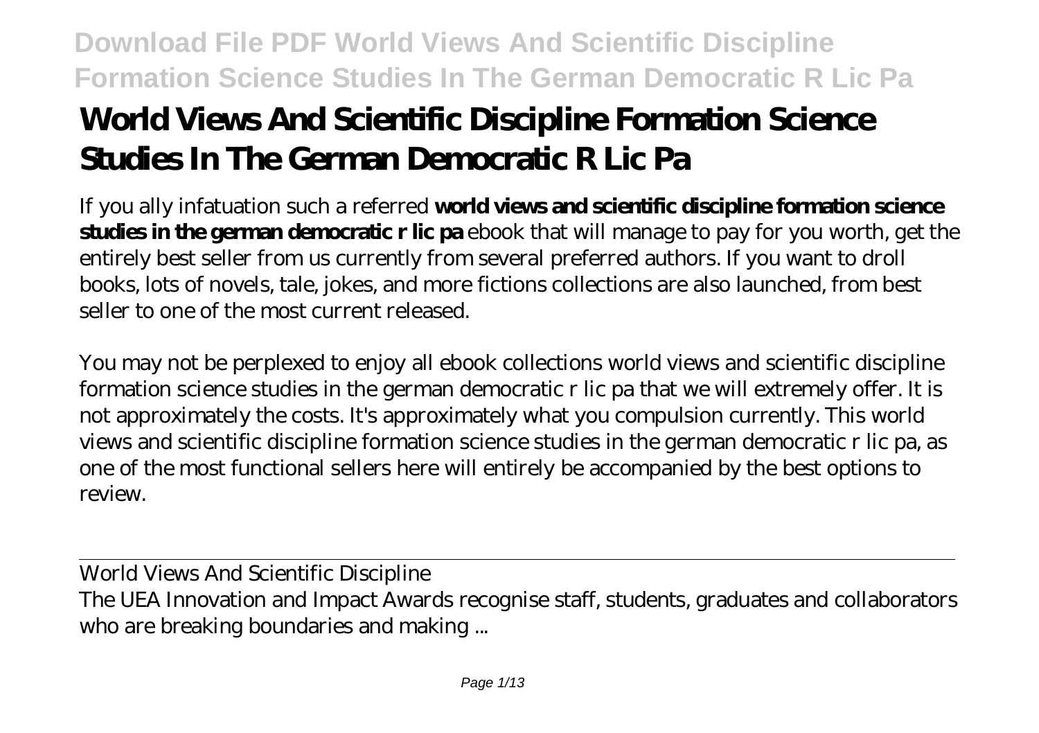# World Views And Scientific Discipline Formation Science Studies In The German Democratic R Lic Pa

If you ally infatuation such a referred **world views and scientific discipline formation science studies in the german democratic r lic pa** ebook that will manage to pay for you worth, get the entirely best seller from us currently from several preferred authors. If you want to droll books, lots of novels, tale, jokes, and more fictions collections are also launched, from best seller to one of the most current released.

You may not be perplexed to enjoy all ebook collections world views and scientific discipline formation science studies in the german democratic r lic pa that we will extremely offer. It is not approximately the costs. It's approximately what you compulsion currently. This world views and scientific discipline formation science studies in the german democratic r lic pa, as one of the most functional sellers here will entirely be accompanied by the best options to review.

World Views And Scientific Discipline

The UEA Innovation and Impact Awards recognise staff, students, graduates and collaborators who are breaking boundaries and making ...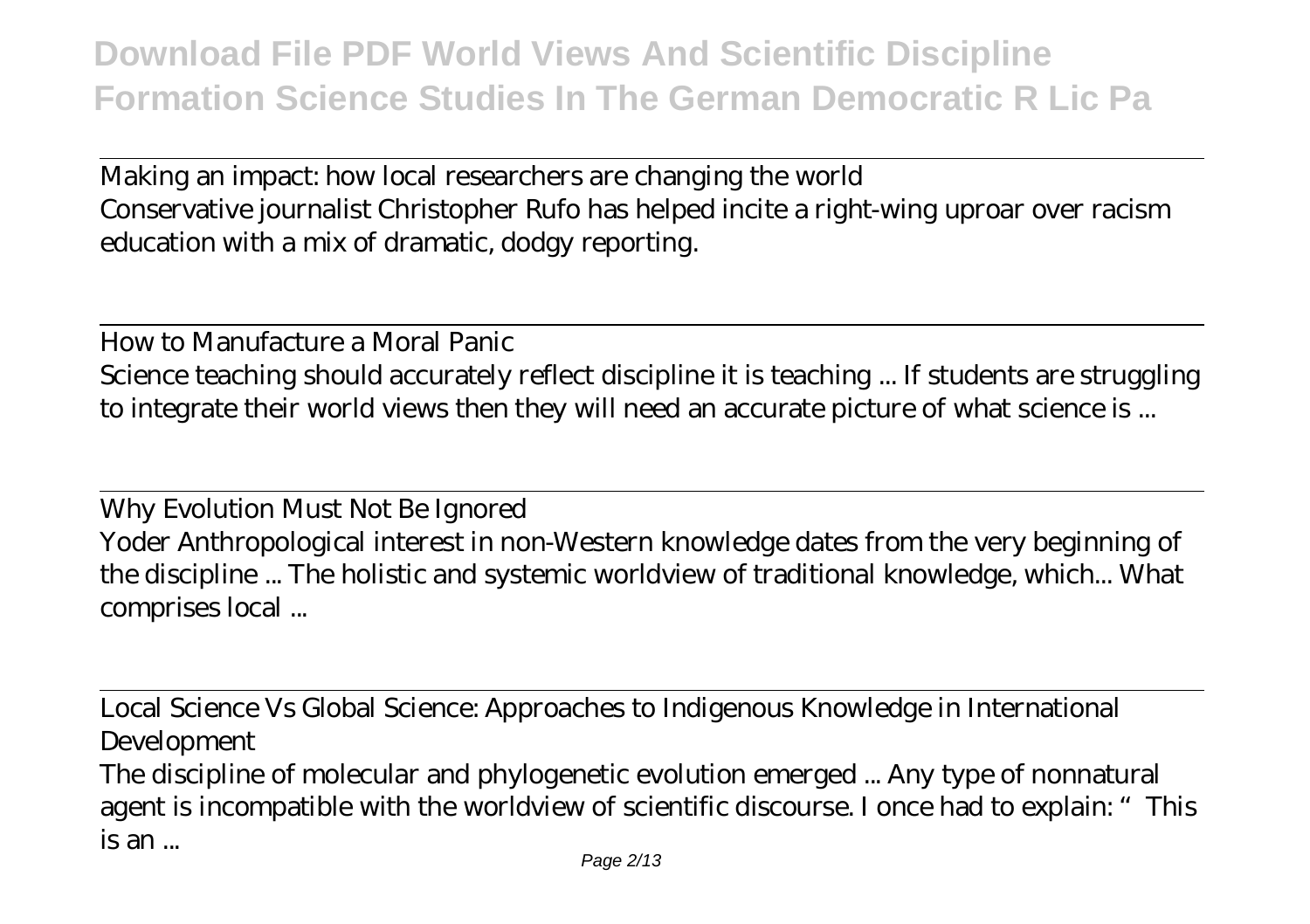Making an impact: how local researchers are changing the world
Conservative journalist Christopher Rufo has helped incite a right-wing uproar over racism education with a mix of dramatic, dodgy reporting.

## How to Manufacture a Moral Panic

Science teaching should accurately reflect discipline it is teaching ... If students are struggling to integrate their world views then they will need an accurate picture of what science is ...

## Why Evolution Must Not Be Ignored

Yoder Anthropological interest in non-Western knowledge dates from the very beginning of the discipline ... The holistic and systemic worldview of traditional knowledge, which... What comprises local ...

## Local Science Vs Global Science: Approaches to Indigenous Knowledge in International Development

The discipline of molecular and phylogenetic evolution emerged ... Any type of nonnatural agent is incompatible with the worldview of scientific discourse. I once had to explain: " This is an ...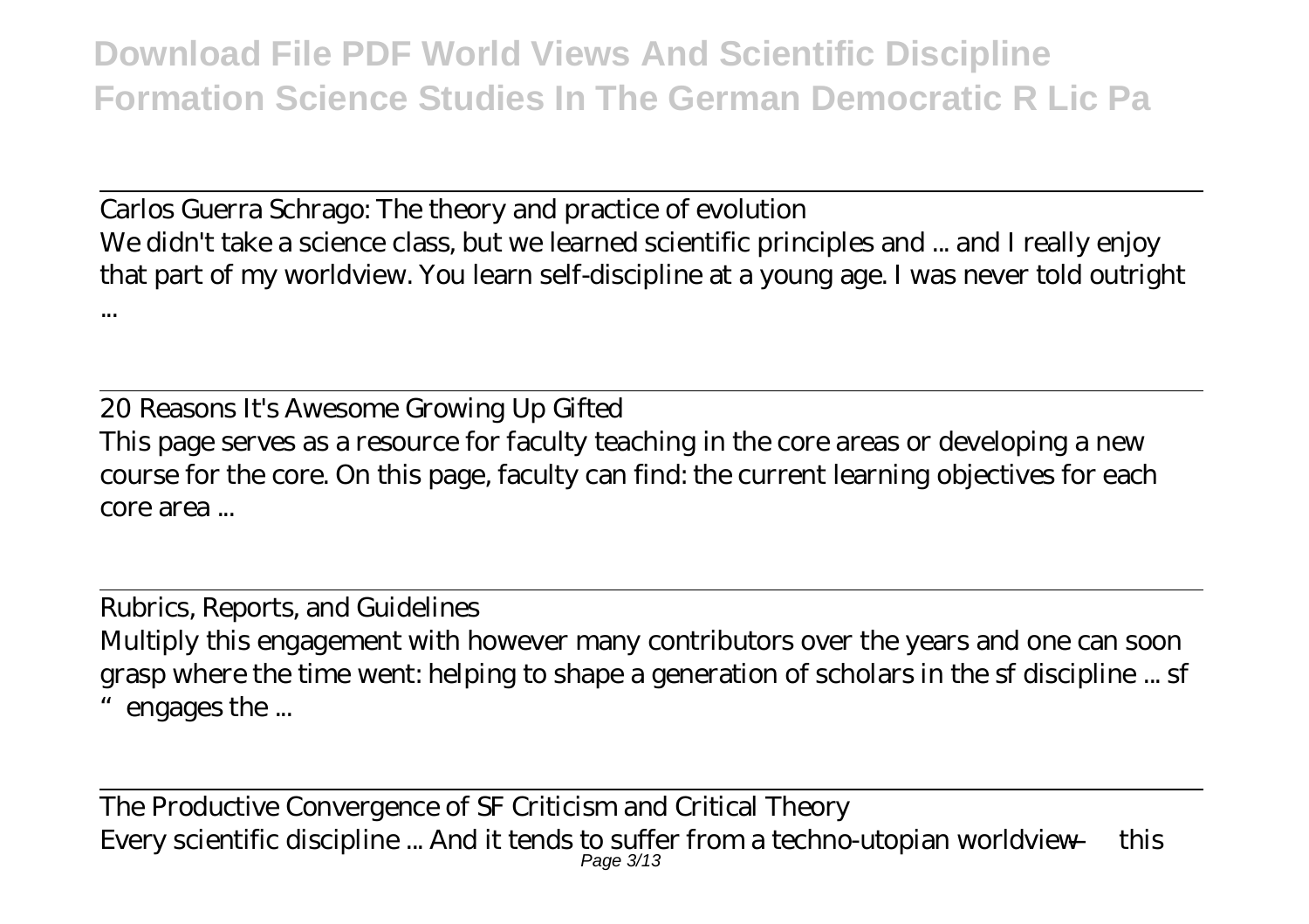Carlos Guerra Schrago: The theory and practice of evolution

We didn't take a science class, but we learned scientific principles and ... and I really enjoy that part of my worldview. You learn self-discipline at a young age. I was never told outright ...

20 Reasons It's Awesome Growing Up Gifted

This page serves as a resource for faculty teaching in the core areas or developing a new course for the core. On this page, faculty can find: the current learning objectives for each core area ...

Rubrics, Reports, and Guidelines

Multiply this engagement with however many contributors over the years and one can soon grasp where the time went: helping to shape a generation of scholars in the sf discipline ... sf "engages the ...

The Productive Convergence of SF Criticism and Critical Theory

Every scientific discipline ... And it tends to suffer from a techno-utopian worldview — this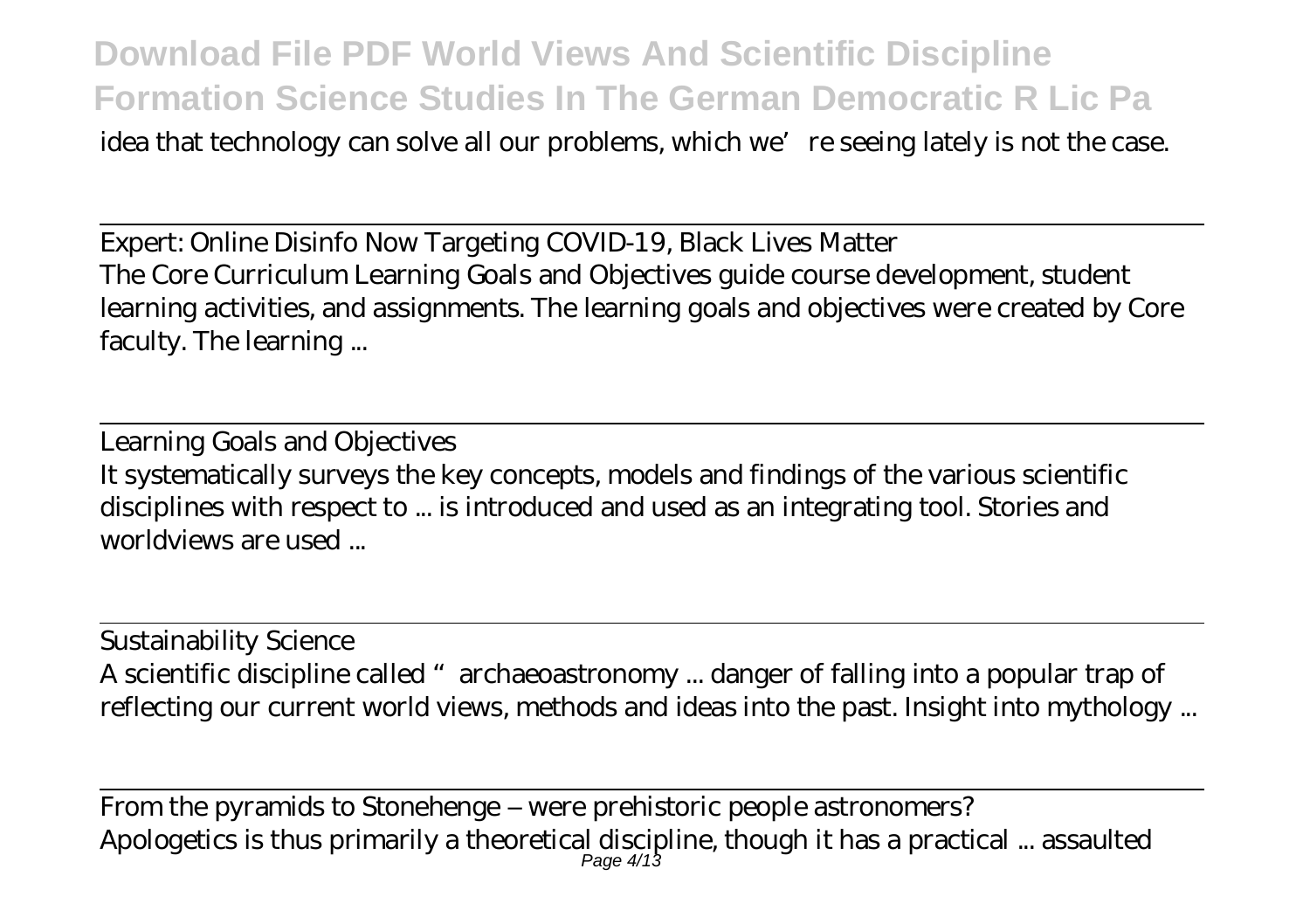idea that technology can solve all our problems, which we're seeing lately is not the case.

## Expert: Online Disinfo Now Targeting COVID-19, Black Lives Matter

The Core Curriculum Learning Goals and Objectives guide course development, student learning activities, and assignments. The learning goals and objectives were created by Core faculty. The learning ...

## Learning Goals and Objectives

It systematically surveys the key concepts, models and findings of the various scientific disciplines with respect to ... is introduced and used as an integrating tool. Stories and worldviews are used ...

## Sustainability Science

A scientific discipline called "archaeoastronomy ... danger of falling into a popular trap of reflecting our current world views, methods and ideas into the past. Insight into mythology ...

## From the pyramids to Stonehenge – were prehistoric people astronomers?

Apologetics is thus primarily a theoretical discipline, though it has a practical ... assaulted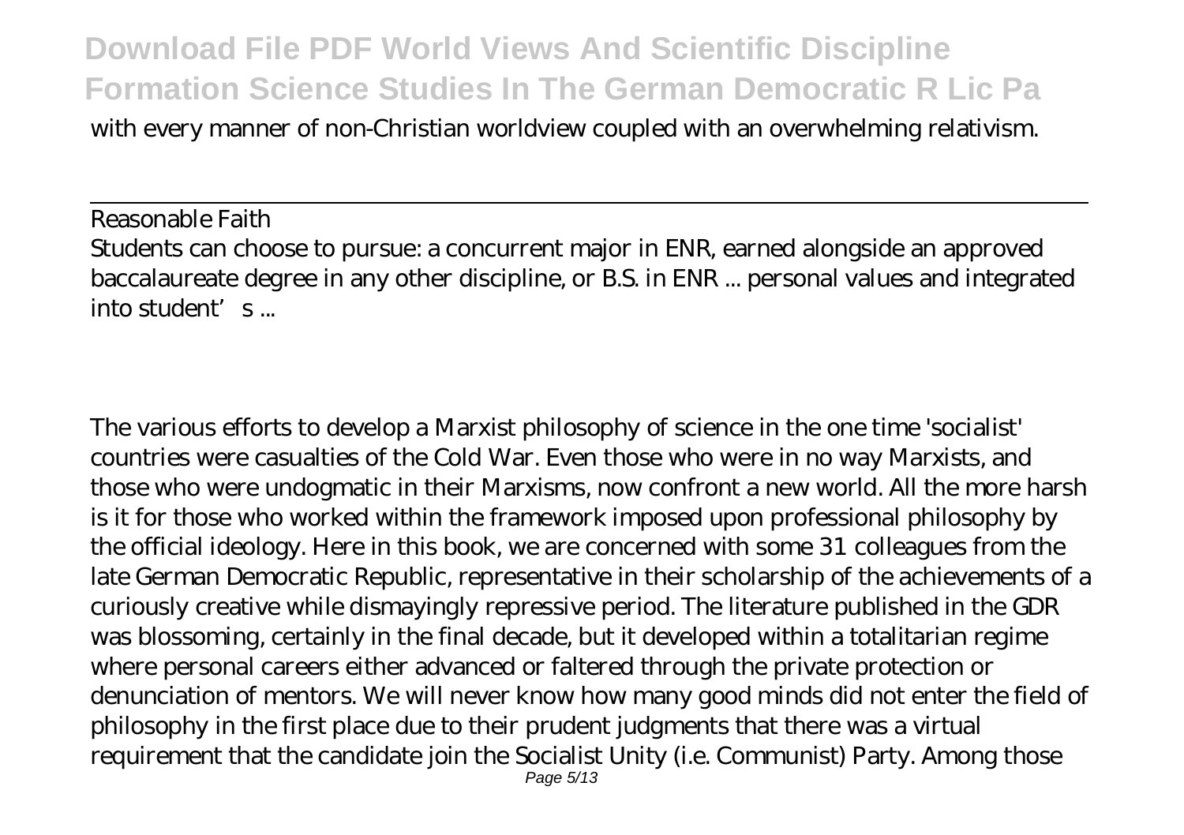with every manner of non-Christian worldview coupled with an overwhelming relativism.

---

Reasonable Faith
Students can choose to pursue: a concurrent major in ENR, earned alongside an approved baccalaureate degree in any other discipline, or B.S. in ENR ... personal values and integrated into student's ...

The various efforts to develop a Marxist philosophy of science in the one time 'socialist' countries were casualties of the Cold War. Even those who were in no way Marxists, and those who were undogmatic in their Marxisms, now confront a new world. All the more harsh is it for those who worked within the framework imposed upon professional philosophy by the official ideology. Here in this book, we are concerned with some 31 colleagues from the late German Democratic Republic, representative in their scholarship of the achievements of a curiously creative while dismayingly repressive period. The literature published in the GDR was blossoming, certainly in the final decade, but it developed within a totalitarian regime where personal careers either advanced or faltered through the private protection or denunciation of mentors. We will never know how many good minds did not enter the field of philosophy in the first place due to their prudent judgments that there was a virtual requirement that the candidate join the Socialist Unity (i.e. Communist) Party. Among those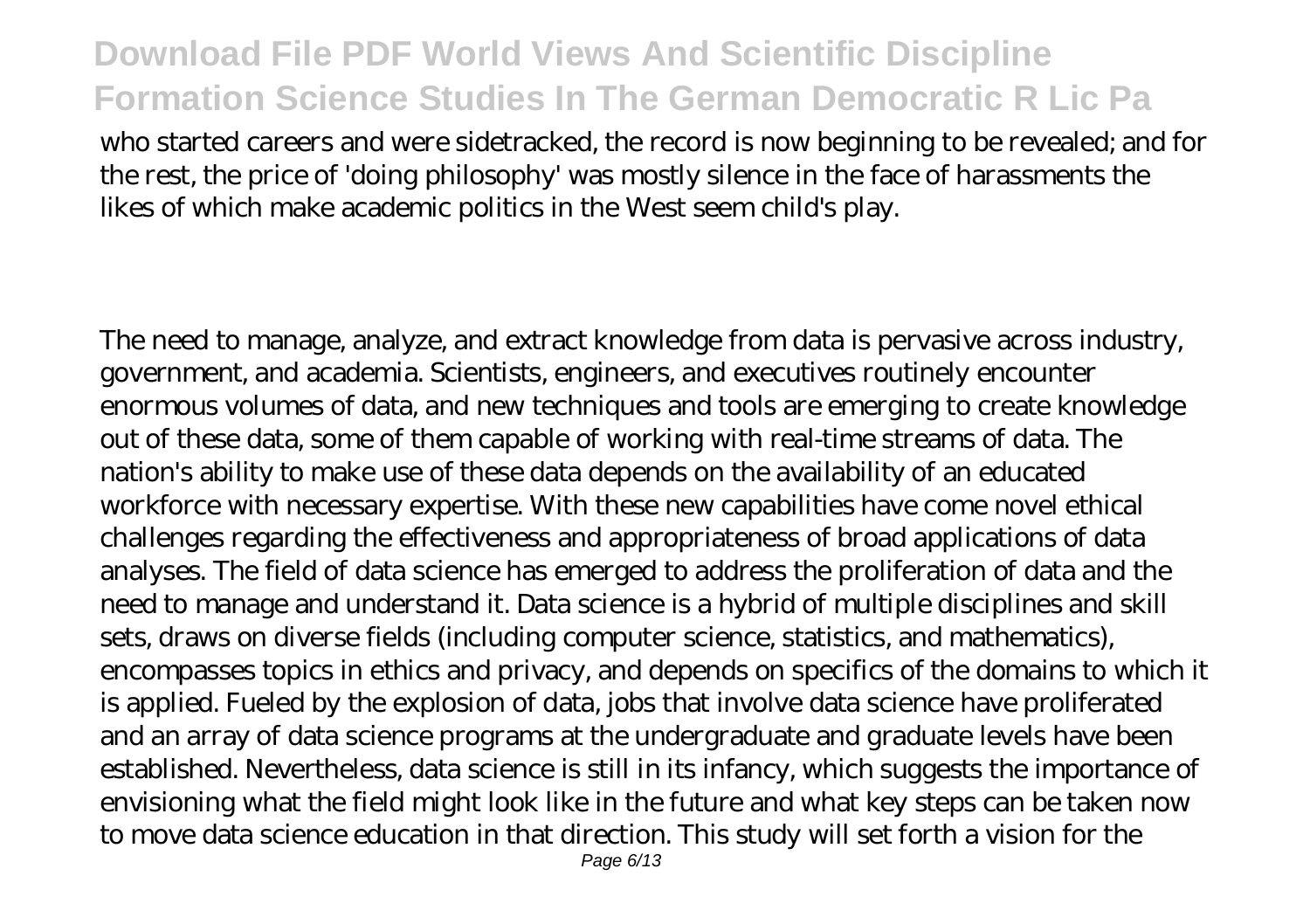who started careers and were sidetracked, the record is now beginning to be revealed; and for the rest, the price of 'doing philosophy' was mostly silence in the face of harassments the likes of which make academic politics in the West seem child's play.

The need to manage, analyze, and extract knowledge from data is pervasive across industry, government, and academia. Scientists, engineers, and executives routinely encounter enormous volumes of data, and new techniques and tools are emerging to create knowledge out of these data, some of them capable of working with real-time streams of data. The nation's ability to make use of these data depends on the availability of an educated workforce with necessary expertise. With these new capabilities have come novel ethical challenges regarding the effectiveness and appropriateness of broad applications of data analyses. The field of data science has emerged to address the proliferation of data and the need to manage and understand it. Data science is a hybrid of multiple disciplines and skill sets, draws on diverse fields (including computer science, statistics, and mathematics), encompasses topics in ethics and privacy, and depends on specifics of the domains to which it is applied. Fueled by the explosion of data, jobs that involve data science have proliferated and an array of data science programs at the undergraduate and graduate levels have been established. Nevertheless, data science is still in its infancy, which suggests the importance of envisioning what the field might look like in the future and what key steps can be taken now to move data science education in that direction. This study will set forth a vision for the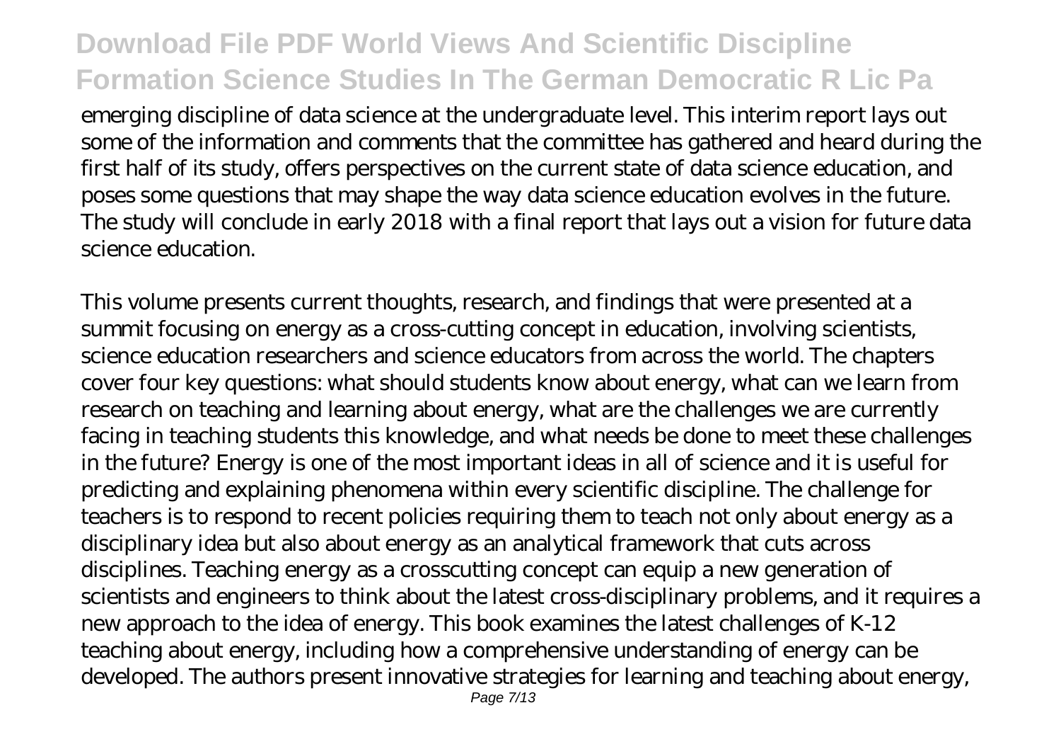emerging discipline of data science at the undergraduate level. This interim report lays out some of the information and comments that the committee has gathered and heard during the first half of its study, offers perspectives on the current state of data science education, and poses some questions that may shape the way data science education evolves in the future. The study will conclude in early 2018 with a final report that lays out a vision for future data science education.

This volume presents current thoughts, research, and findings that were presented at a summit focusing on energy as a cross-cutting concept in education, involving scientists, science education researchers and science educators from across the world. The chapters cover four key questions: what should students know about energy, what can we learn from research on teaching and learning about energy, what are the challenges we are currently facing in teaching students this knowledge, and what needs be done to meet these challenges in the future? Energy is one of the most important ideas in all of science and it is useful for predicting and explaining phenomena within every scientific discipline. The challenge for teachers is to respond to recent policies requiring them to teach not only about energy as a disciplinary idea but also about energy as an analytical framework that cuts across disciplines. Teaching energy as a crosscutting concept can equip a new generation of scientists and engineers to think about the latest cross-disciplinary problems, and it requires a new approach to the idea of energy. This book examines the latest challenges of K-12 teaching about energy, including how a comprehensive understanding of energy can be developed. The authors present innovative strategies for learning and teaching about energy,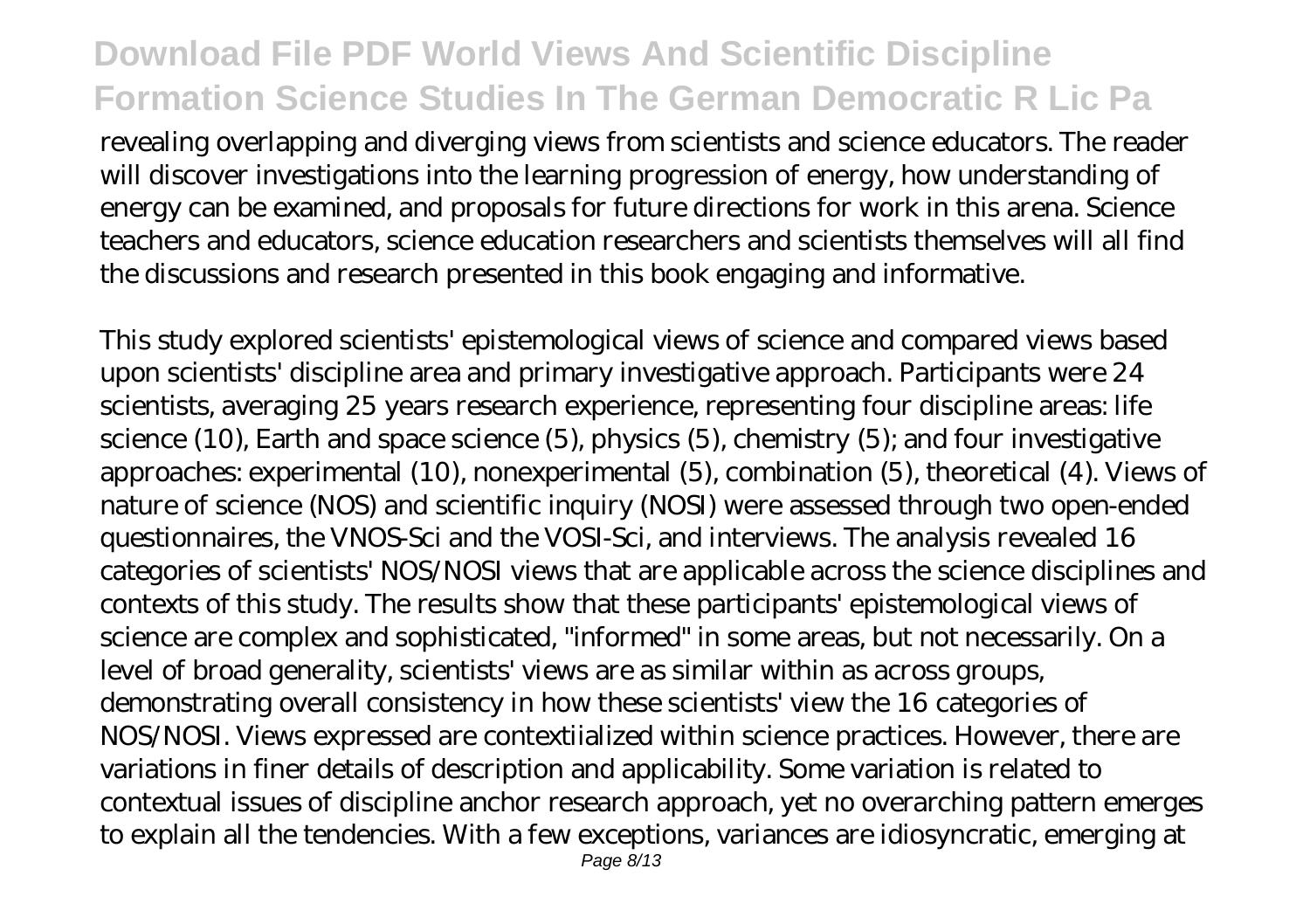revealing overlapping and diverging views from scientists and science educators. The reader will discover investigations into the learning progression of energy, how understanding of energy can be examined, and proposals for future directions for work in this arena. Science teachers and educators, science education researchers and scientists themselves will all find the discussions and research presented in this book engaging and informative.

This study explored scientists' epistemological views of science and compared views based upon scientists' discipline area and primary investigative approach. Participants were 24 scientists, averaging 25 years research experience, representing four discipline areas: life science (10), Earth and space science (5), physics (5), chemistry (5); and four investigative approaches: experimental (10), nonexperimental (5), combination (5), theoretical (4). Views of nature of science (NOS) and scientific inquiry (NOSI) were assessed through two open-ended questionnaires, the VNOS-Sci and the VOSI-Sci, and interviews. The analysis revealed 16 categories of scientists' NOS/NOSI views that are applicable across the science disciplines and contexts of this study. The results show that these participants' epistemological views of science are complex and sophisticated, "informed" in some areas, but not necessarily. On a level of broad generality, scientists' views are as similar within as across groups, demonstrating overall consistency in how these scientists' view the 16 categories of NOS/NOSI. Views expressed are contextiialized within science practices. However, there are variations in finer details of description and applicability. Some variation is related to contextual issues of discipline anchor research approach, yet no overarching pattern emerges to explain all the tendencies. With a few exceptions, variances are idiosyncratic, emerging at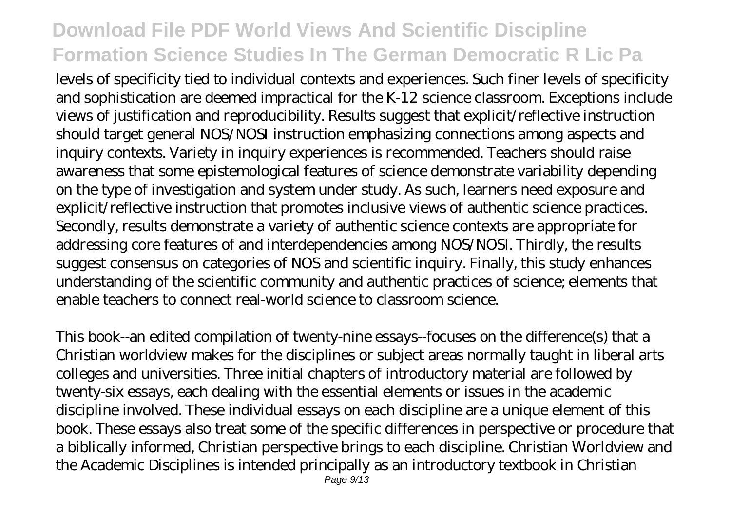levels of specificity tied to individual contexts and experiences. Such finer levels of specificity and sophistication are deemed impractical for the K-12 science classroom. Exceptions include views of justification and reproducibility. Results suggest that explicit/reflective instruction should target general NOS/NOSI instruction emphasizing connections among aspects and inquiry contexts. Variety in inquiry experiences is recommended. Teachers should raise awareness that some epistemological features of science demonstrate variability depending on the type of investigation and system under study. As such, learners need exposure and explicit/reflective instruction that promotes inclusive views of authentic science practices. Secondly, results demonstrate a variety of authentic science contexts are appropriate for addressing core features of and interdependencies among NOS/NOSI. Thirdly, the results suggest consensus on categories of NOS and scientific inquiry. Finally, this study enhances understanding of the scientific community and authentic practices of science; elements that enable teachers to connect real-world science to classroom science.

This book--an edited compilation of twenty-nine essays--focuses on the difference(s) that a Christian worldview makes for the disciplines or subject areas normally taught in liberal arts colleges and universities. Three initial chapters of introductory material are followed by twenty-six essays, each dealing with the essential elements or issues in the academic discipline involved. These individual essays on each discipline are a unique element of this book. These essays also treat some of the specific differences in perspective or procedure that a biblically informed, Christian perspective brings to each discipline. Christian Worldview and the Academic Disciplines is intended principally as an introductory textbook in Christian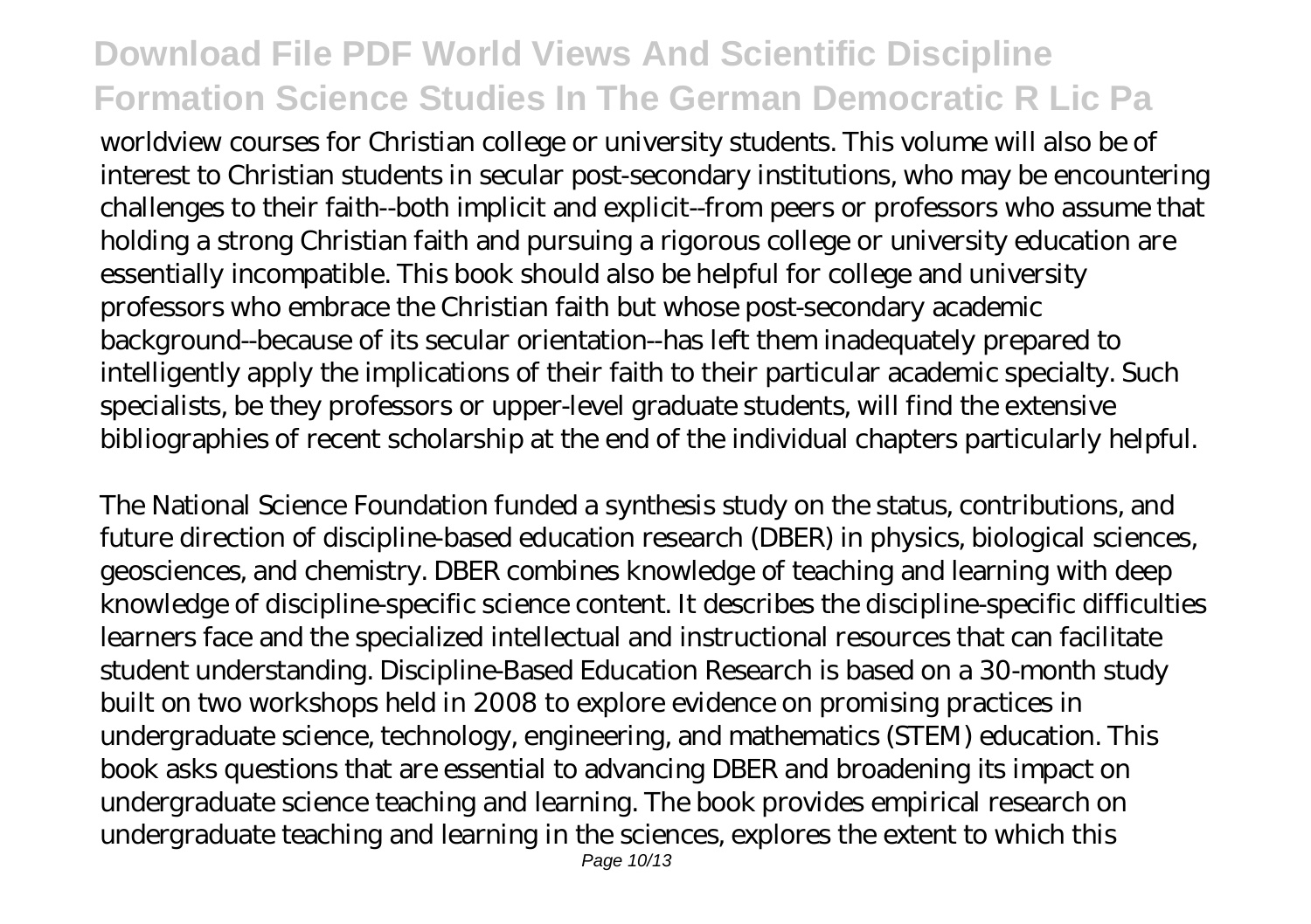worldview courses for Christian college or university students. This volume will also be of interest to Christian students in secular post-secondary institutions, who may be encountering challenges to their faith--both implicit and explicit--from peers or professors who assume that holding a strong Christian faith and pursuing a rigorous college or university education are essentially incompatible. This book should also be helpful for college and university professors who embrace the Christian faith but whose post-secondary academic background--because of its secular orientation--has left them inadequately prepared to intelligently apply the implications of their faith to their particular academic specialty. Such specialists, be they professors or upper-level graduate students, will find the extensive bibliographies of recent scholarship at the end of the individual chapters particularly helpful.

The National Science Foundation funded a synthesis study on the status, contributions, and future direction of discipline-based education research (DBER) in physics, biological sciences, geosciences, and chemistry. DBER combines knowledge of teaching and learning with deep knowledge of discipline-specific science content. It describes the discipline-specific difficulties learners face and the specialized intellectual and instructional resources that can facilitate student understanding. Discipline-Based Education Research is based on a 30-month study built on two workshops held in 2008 to explore evidence on promising practices in undergraduate science, technology, engineering, and mathematics (STEM) education. This book asks questions that are essential to advancing DBER and broadening its impact on undergraduate science teaching and learning. The book provides empirical research on undergraduate teaching and learning in the sciences, explores the extent to which this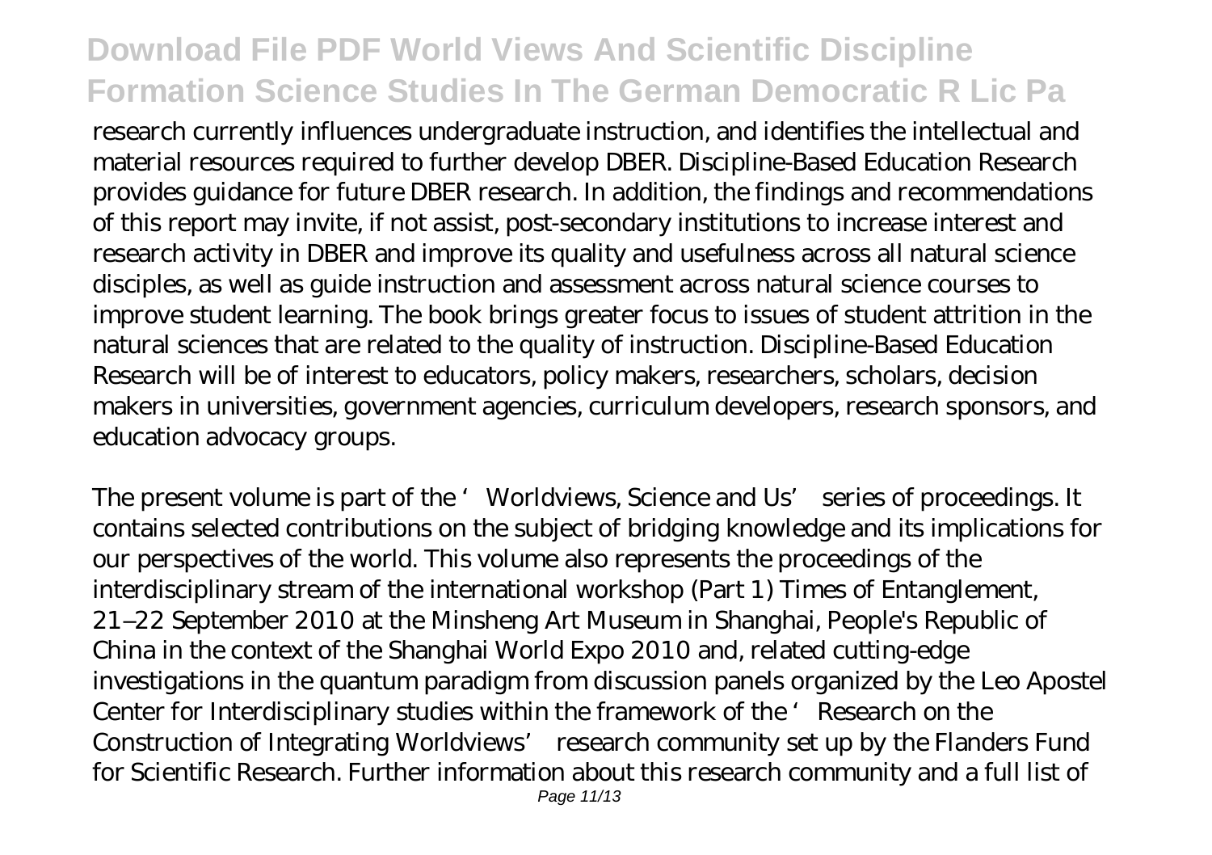research currently influences undergraduate instruction, and identifies the intellectual and material resources required to further develop DBER. Discipline-Based Education Research provides guidance for future DBER research. In addition, the findings and recommendations of this report may invite, if not assist, post-secondary institutions to increase interest and research activity in DBER and improve its quality and usefulness across all natural science disciples, as well as guide instruction and assessment across natural science courses to improve student learning. The book brings greater focus to issues of student attrition in the natural sciences that are related to the quality of instruction. Discipline-Based Education Research will be of interest to educators, policy makers, researchers, scholars, decision makers in universities, government agencies, curriculum developers, research sponsors, and education advocacy groups.

The present volume is part of the 'Worldviews, Science and Us' series of proceedings. It contains selected contributions on the subject of bridging knowledge and its implications for our perspectives of the world. This volume also represents the proceedings of the interdisciplinary stream of the international workshop (Part 1) Times of Entanglement, 21–22 September 2010 at the Minsheng Art Museum in Shanghai, People's Republic of China in the context of the Shanghai World Expo 2010 and, related cutting-edge investigations in the quantum paradigm from discussion panels organized by the Leo Apostel Center for Interdisciplinary studies within the framework of the 'Research on the Construction of Integrating Worldviews' research community set up by the Flanders Fund for Scientific Research. Further information about this research community and a full list of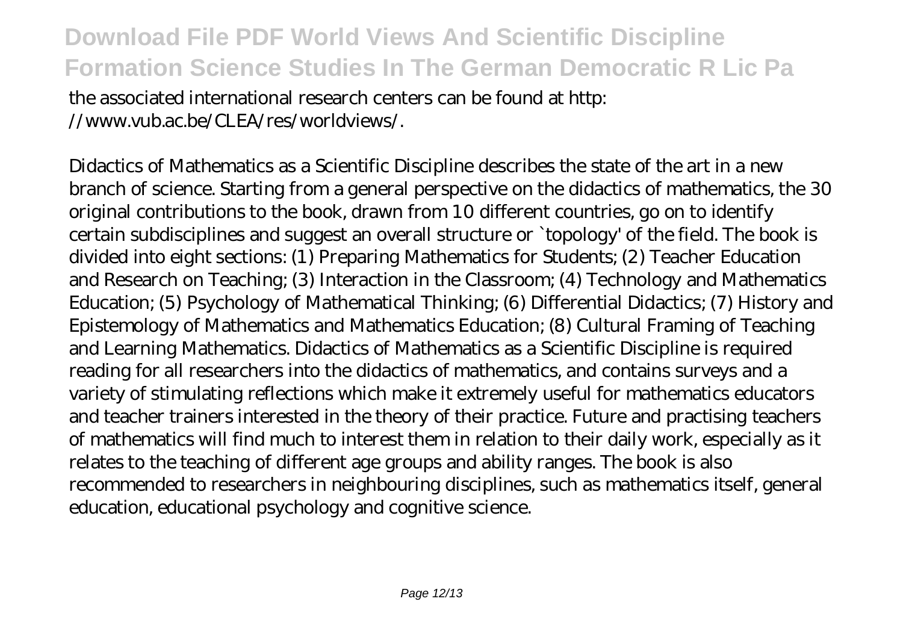the associated international research centers can be found at http: //www.vub.ac.be/CLEA/res/worldviews/.

Didactics of Mathematics as a Scientific Discipline describes the state of the art in a new branch of science. Starting from a general perspective on the didactics of mathematics, the 30 original contributions to the book, drawn from 10 different countries, go on to identify certain subdisciplines and suggest an overall structure or `topology' of the field. The book is divided into eight sections: (1) Preparing Mathematics for Students; (2) Teacher Education and Research on Teaching; (3) Interaction in the Classroom; (4) Technology and Mathematics Education; (5) Psychology of Mathematical Thinking; (6) Differential Didactics; (7) History and Epistemology of Mathematics and Mathematics Education; (8) Cultural Framing of Teaching and Learning Mathematics. Didactics of Mathematics as a Scientific Discipline is required reading for all researchers into the didactics of mathematics, and contains surveys and a variety of stimulating reflections which make it extremely useful for mathematics educators and teacher trainers interested in the theory of their practice. Future and practising teachers of mathematics will find much to interest them in relation to their daily work, especially as it relates to the teaching of different age groups and ability ranges. The book is also recommended to researchers in neighbouring disciplines, such as mathematics itself, general education, educational psychology and cognitive science.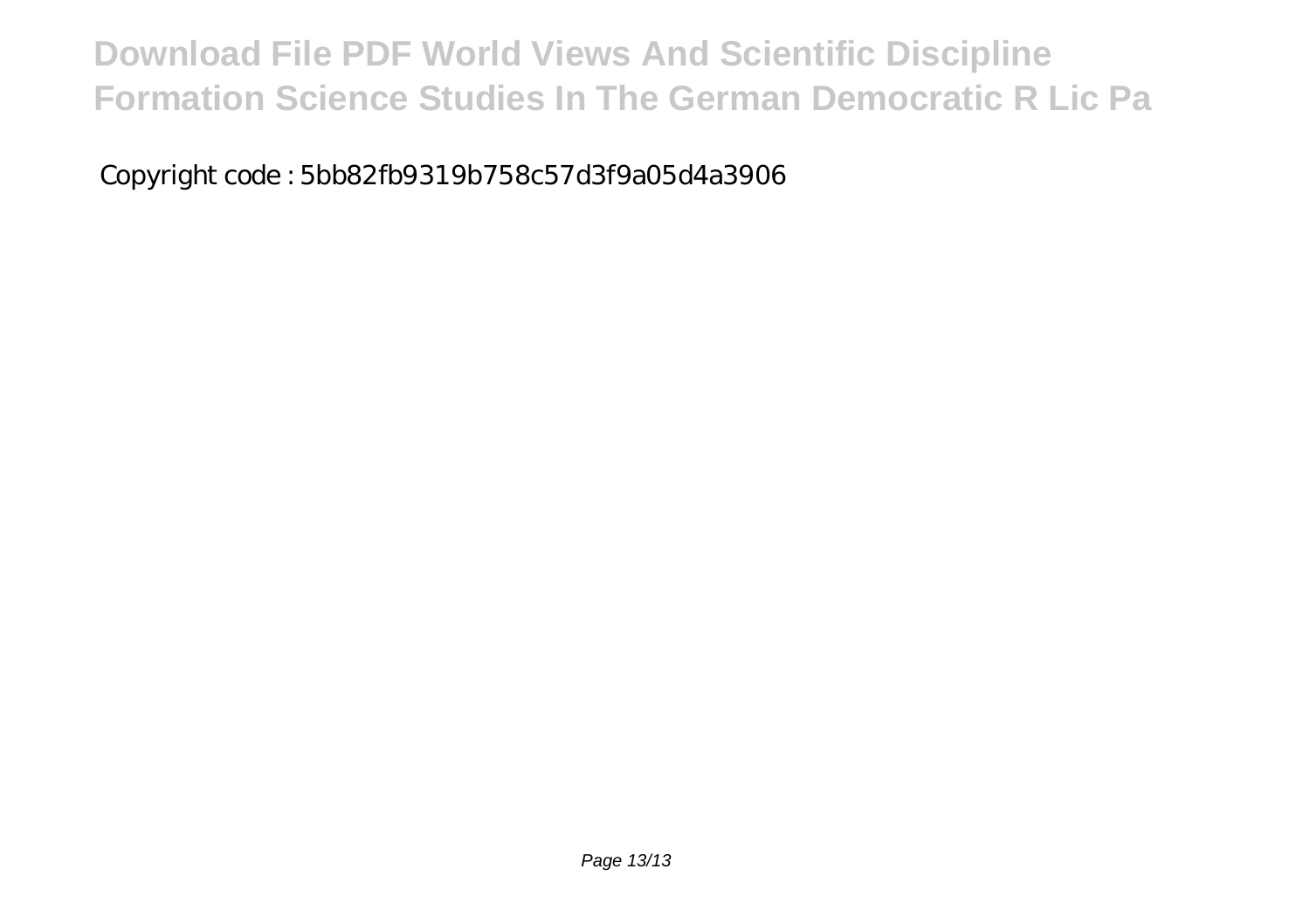Copyright code : 5bb82fb9319b758c57d3f9a05d4a3906